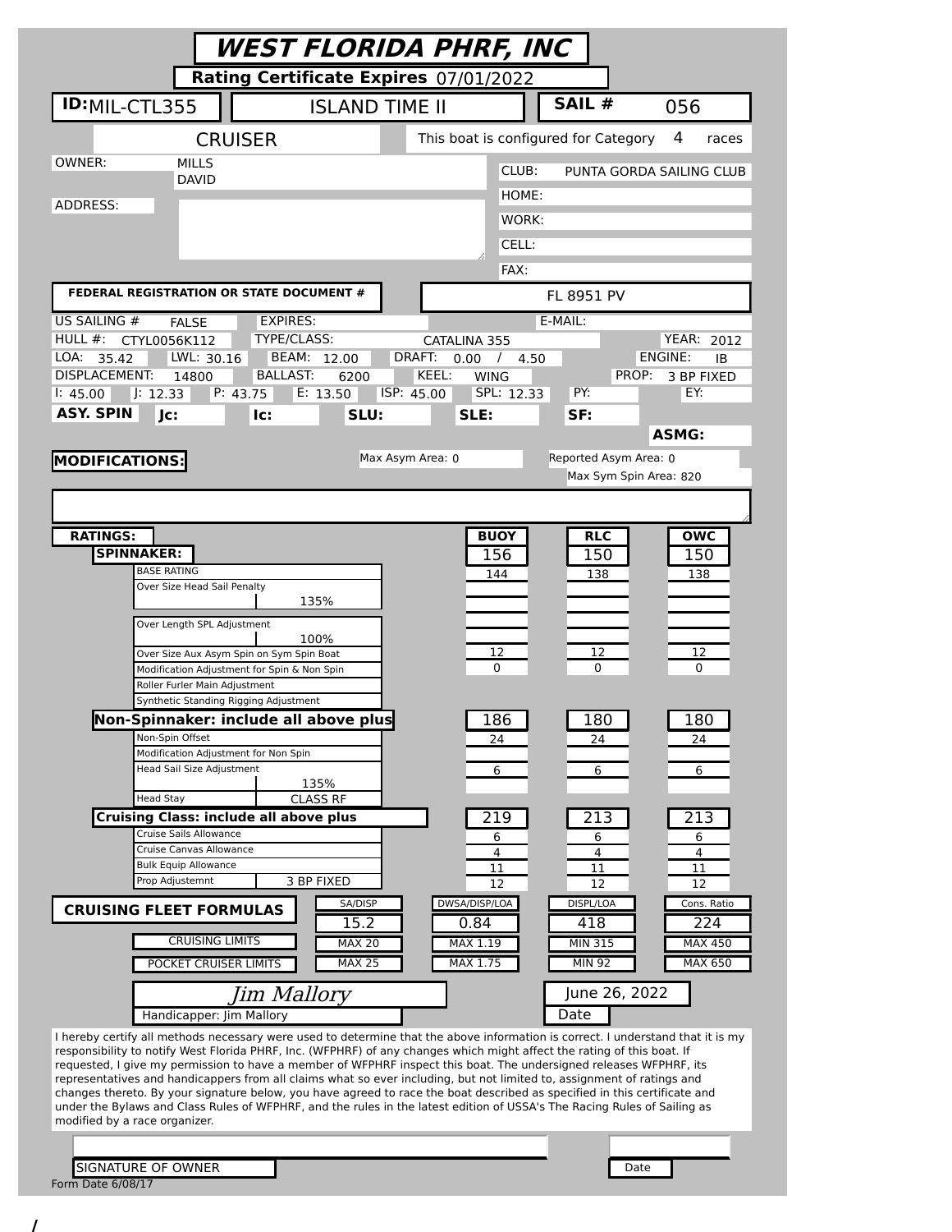# WEST FLORIDA PHRF, INC

**Rating Certificate Expires** 07/01/2022

**ID:** MIL-CTL355 | ISLAND TIME II | **SAIL #** 056

CRUISER | This boat is configured for Category 4 races

OWNER: MILLS DAVID

ADDRESS:

CLUB: PUNTA GORDA SAILING CLUB
HOME:
WORK:
CELL:
FAX:

**FEDERAL REGISTRATION OR STATE DOCUMENT #** FL 8951 PV

US SAILING # FALSE | EXPIRES: | E-MAIL:

HULL #: CTYL0056K112 | TYPE/CLASS: CATALINA 355 | YEAR: 2012

LOA: 35.42 | LWL: 30.16 | BEAM: 12.00 | DRAFT: 0.00 / 4.50 | ENGINE: IB

DISPLACEMENT: 14800 | BALLAST: 6200 | KEEL: WING | PROP: 3 BP FIXED

I: 45.00 | J: 12.33 | P: 43.75 | E: 13.50 | ISP: 45.00 | SPL: 12.33 | PY: | EY:

**ASY. SPIN** | **Jc:** | **Ic:** | **SLU:** | **SLE:** | **SF:** | **ASMG:**

**MODIFICATIONS:**

Max Asym Area: 0 | Reported Asym Area: 0 | Max Sym Spin Area: 820

| RATINGS: | | BUOY | RLC | OWC |
|---|---|---|---|---|
| **SPINNAKER:** | | 156 | 150 | 150 |
| BASE RATING | | 144 | 138 | 138 |
| Over Size Head Sail Penalty | 135% | | | |
| Over Length SPL Adjustment | 100% | | | |
| Over Size Aux Asym Spin on Sym Spin Boat | | 12 | 12 | 12 |
| Modification Adjustment for Spin & Non Spin | | 0 | 0 | 0 |
| Roller Furler Main Adjustment | | | | |
| Synthetic Standing Rigging Adjustment | | | | |
| **Non-Spinnaker: include all above plus** | | 186 | 180 | 180 |
| Non-Spin Offset | | 24 | 24 | 24 |
| Modification Adjustment for Non Spin | | | | |
| Head Sail Size Adjustment | 135% | 6 | 6 | 6 |
| Head Stay | CLASS RF | | | |
| **Cruising Class: include all above plus** | | 219 | 213 | 213 |
| Cruise Sails Allowance | | 6 | 6 | 6 |
| Cruise Canvas Allowance | | 4 | 4 | 4 |
| Bulk Equip Allowance | | 11 | 11 | 11 |
| Prop Adjustemnt | 3 BP FIXED | 12 | 12 | 12 |

| **CRUISING FLEET FORMULAS** | SA/DISP | DWSA/DISP/LOA | DISPL/LOA | Cons. Ratio |
|---|---|---|---|---|
| | 15.2 | 0.84 | 418 | 224 |
| CRUISING LIMITS | MAX 20 | MAX 1.19 | MIN 315 | MAX 450 |
| POCKET CRUISER LIMITS | MAX 25 | MAX 1.75 | MIN 92 | MAX 650 |

*Jim Mallory*
Handicapper: Jim Mallory

June 26, 2022
Date

I hereby certify all methods necessary were used to determine that the above information is correct. I understand that it is my responsibility to notify West Florida PHRF, Inc. (WFPHRF) of any changes which might affect the rating of this boat. If requested, I give my permission to have a member of WFPHRF inspect this boat. The undersigned releases WFPHRF, its representatives and handicappers from all claims what so ever including, but not limited to, assignment of ratings and changes thereto. By your signature below, you have agreed to race the boat described as specified in this certificate and under the Bylaws and Class Rules of WFPHRF, and the rules in the latest edition of USSA's The Racing Rules of Sailing as modified by a race organizer.

SIGNATURE OF OWNER | Date

Form Date 6/08/17

/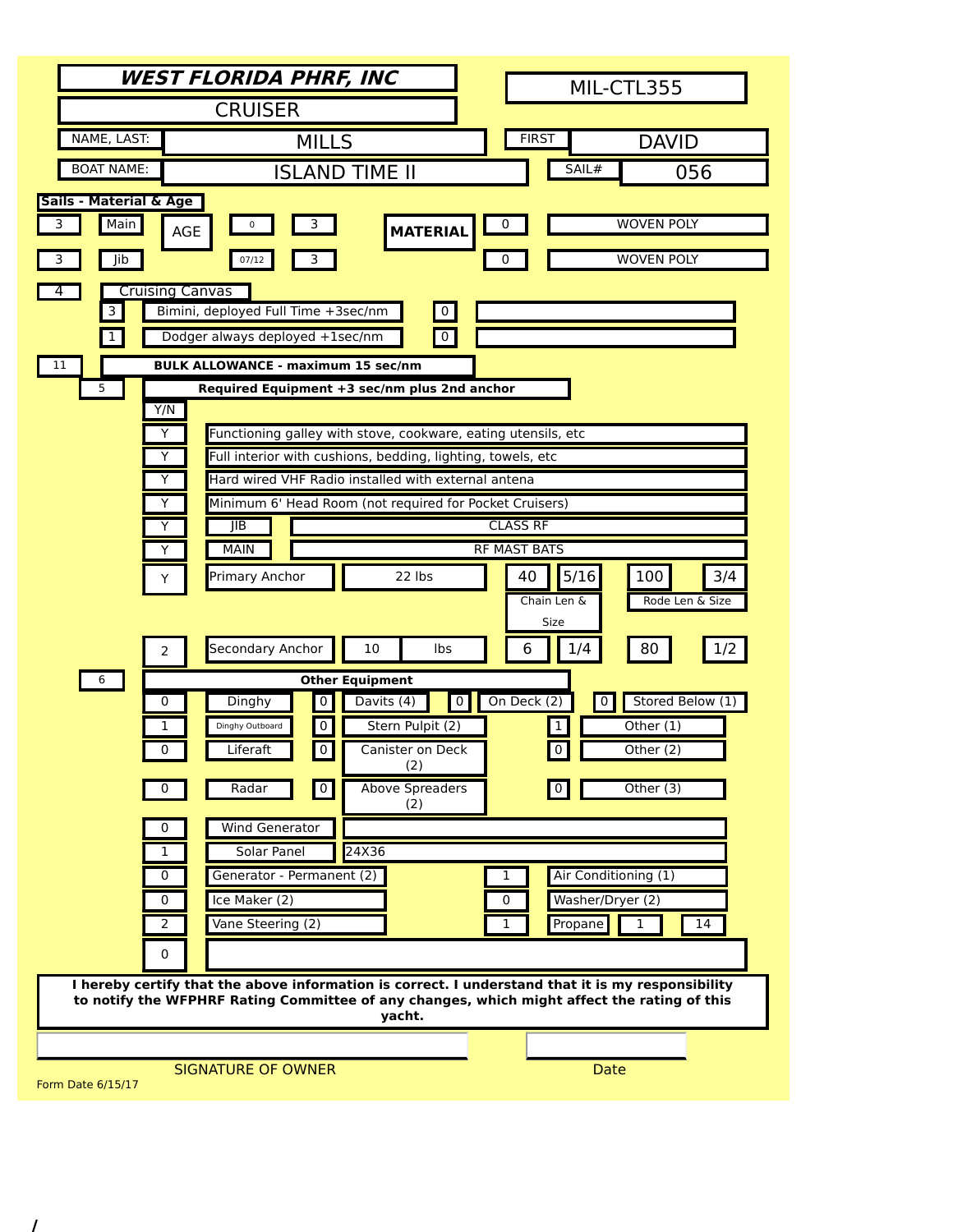# *WEST FLORIDA PHRF, INC*

## CRUISER

**MIL-CTL355**

| NAME, LAST: | MILLS | FIRST | DAVID |
|---|---|---|---|
| BOAT NAME: | ISLAND TIME II | SAIL# | 056 |

**Sails - Material & Age**

| | | AGE | | | MATERIAL | |
|---|---|---|---|---|---|---|
| 3 | Main | 0 | 3 | | 0 | WOVEN POLY |
| 3 | Jib | 07/12 | 3 | | 0 | WOVEN POLY |

| | | | |
|---|---|---|---|
| 4 | Cruising Canvas | | |
| 3 | Bimini, deployed Full Time +3sec/nm | 0 | |
| 1 | Dodger always deployed +1sec/nm | 0 | |

**11** — **BULK ALLOWANCE - maximum 15 sec/nm**

**5** — **Required Equipment +3 sec/nm plus 2nd anchor**

| Y/N | | | | | | |
|---|---|---|---|---|---|---|
| Y | Functioning galley with stove, cookware, eating utensils, etc | | | | | |
| Y | Full interior with cushions, bedding, lighting, towels, etc | | | | | |
| Y | Hard wired VHF Radio installed with external antena | | | | | |
| Y | Minimum 6' Head Room (not required for Pocket Cruisers) | | | | | |
| Y | JIB | CLASS RF | | | | |
| Y | MAIN | RF MAST BATS | | | | |
| | | | Chain Len & Size | | Rode Len & Size | |
| Y | Primary Anchor | 22 lbs | 40 | 5/16 | 100 | 3/4 |
| 2 | Secondary Anchor | 10 lbs | 6 | 1/4 | 80 | 1/2 |

**6** — **Other Equipment**

| | | | | | |
|---|---|---|---|---|---|
| 0 | Dinghy | 0 | Davits (4) | 0 | On Deck (2) |
| 0 | Stored Below (1) | | | | |
| 1 | Dinghy Outboard | 0 | Stern Pulpit (2) | 1 | Other (1) |
| 0 | Liferaft | 0 | Canister on Deck (2) | 0 | Other (2) |
| 0 | Radar | 0 | Above Spreaders (2) | 0 | Other (3) |
| 0 | Wind Generator | | | | |
| 1 | Solar Panel | 24X36 | | | |
| 0 | Generator - Permanent (2) | 1 | Air Conditioning (1) | | |
| 0 | Ice Maker (2) | 0 | Washer/Dryer (2) | | |
| 2 | Vane Steering (2) | 1 | Propane | 1 | 14 |
| 0 | | | | | |

**I hereby certify that the above information is correct. I understand that it is my responsibility to notify the WFPHRF Rating Committee of any changes, which might affect the rating of this yacht.**

SIGNATURE OF OWNER

Date

Form Date 6/15/17

/